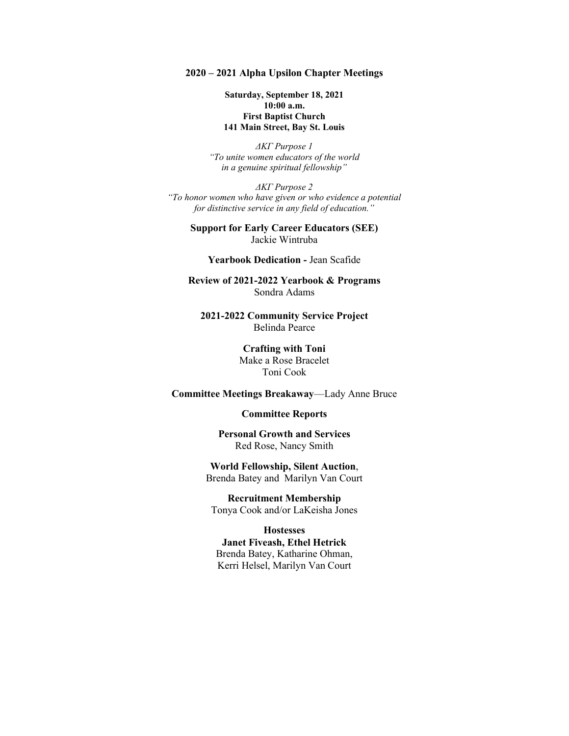## 2020 – 2021 Alpha Upsilon Chapter Meetings

**Saturday, September 18, 2021**
**10:00 a.m.**
**First Baptist Church**
**141 Main Street, Bay St. Louis**

*ΔΚΓ Purpose 1*
*"To unite women educators of the world*
*in a genuine spiritual fellowship"*

*ΔΚΓ Purpose 2*
*"To honor women who have given or who evidence a potential*
*for distinctive service in any field of education."*

**Support for Early Career Educators (SEE)**
Jackie Wintruba

**Yearbook Dedication -** Jean Scafide

**Review of 2021-2022 Yearbook & Programs**
Sondra Adams

**2021-2022 Community Service Project**
Belinda Pearce

**Crafting with Toni**
Make a Rose Bracelet
Toni Cook

**Committee Meetings Breakaway**—Lady Anne Bruce

**Committee Reports**

**Personal Growth and Services**
Red Rose, Nancy Smith

**World Fellowship, Silent Auction**,
Brenda Batey and Marilyn Van Court

**Recruitment Membership**
Tonya Cook and/or LaKeisha Jones

**Hostesses**
**Janet Fiveash, Ethel Hetrick**
Brenda Batey, Katharine Ohman,
Kerri Helsel, Marilyn Van Court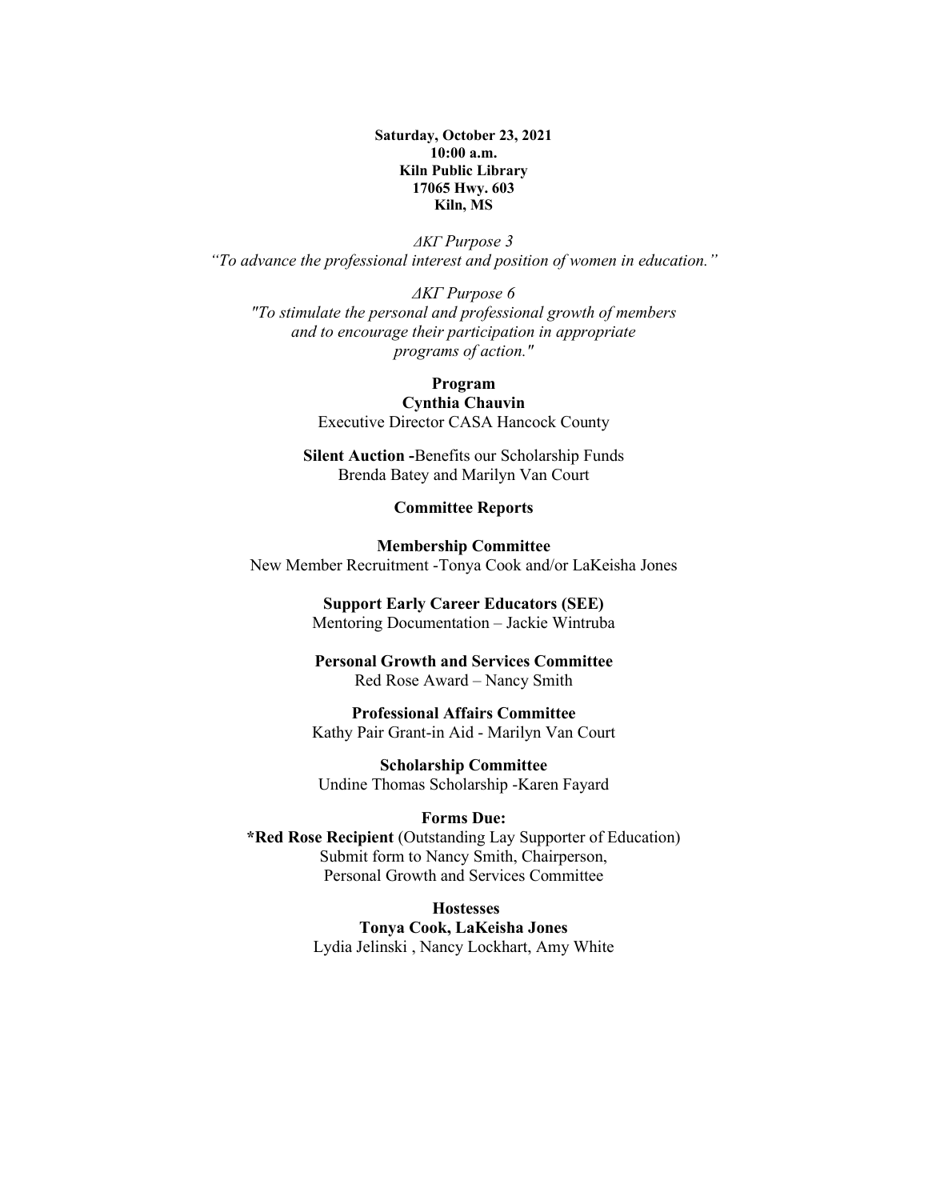**Saturday, October 23, 2021**
**10:00 a.m.**
**Kiln Public Library**
**17065 Hwy. 603**
**Kiln, MS**

*ΔΚΓ Purpose 3*
*"To advance the professional interest and position of women in education."*

*ΔΚΓ Purpose 6*
*"To stimulate the personal and professional growth of members and to encourage their participation in appropriate programs of action."*

**Program**
**Cynthia Chauvin**
Executive Director CASA Hancock County

**Silent Auction -**Benefits our Scholarship Funds
Brenda Batey and Marilyn Van Court

**Committee Reports**

**Membership Committee**
New Member Recruitment -Tonya Cook and/or LaKeisha Jones

**Support Early Career Educators (SEE)**
Mentoring Documentation – Jackie Wintruba

**Personal Growth and Services Committee**
Red Rose Award – Nancy Smith

**Professional Affairs Committee**
Kathy Pair Grant-in Aid - Marilyn Van Court

**Scholarship Committee**
Undine Thomas Scholarship -Karen Fayard

**Forms Due:**
**\*Red Rose Recipient** (Outstanding Lay Supporter of Education)
Submit form to Nancy Smith, Chairperson,
Personal Growth and Services Committee

**Hostesses**
**Tonya Cook, LaKeisha Jones**
Lydia Jelinski , Nancy Lockhart, Amy White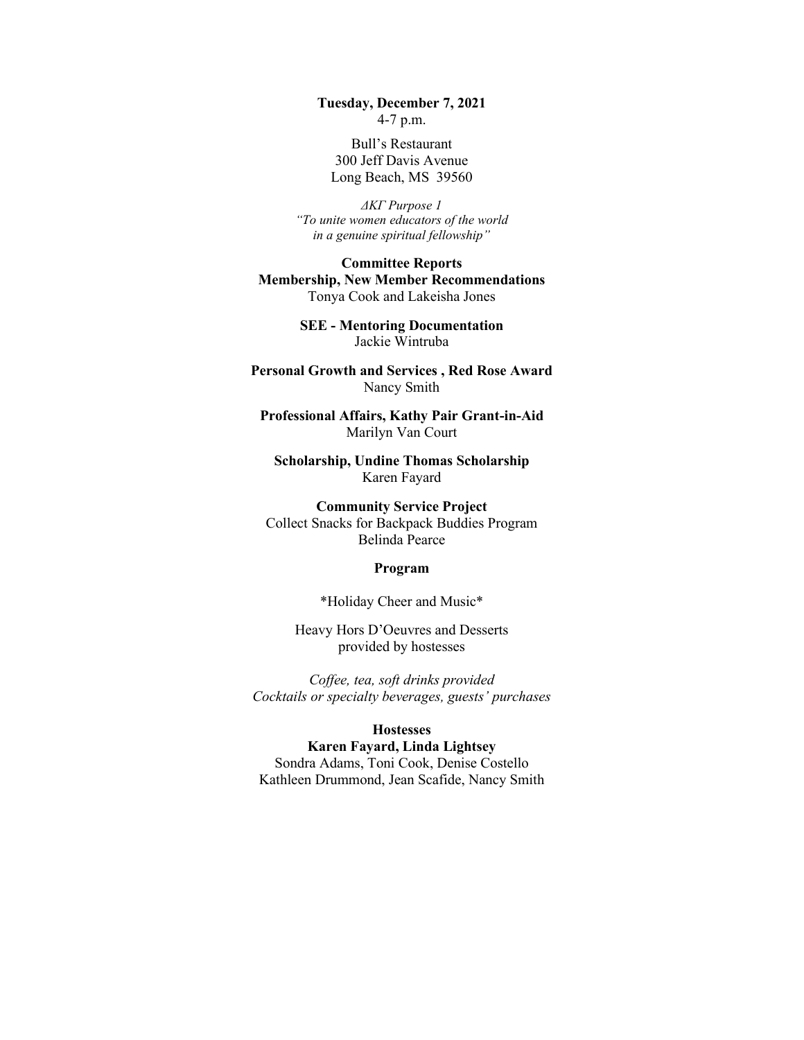**Tuesday, December 7, 2021**
4-7 p.m.

Bull's Restaurant
300 Jeff Davis Avenue
Long Beach, MS 39560

*ΔΚΓ Purpose 1*
*"To unite women educators of the world*
*in a genuine spiritual fellowship"*

**Committee Reports**
**Membership, New Member Recommendations**
Tonya Cook and Lakeisha Jones

**SEE - Mentoring Documentation**
Jackie Wintruba

**Personal Growth and Services , Red Rose Award**
Nancy Smith

**Professional Affairs, Kathy Pair Grant-in-Aid**
Marilyn Van Court

**Scholarship, Undine Thomas Scholarship**
Karen Fayard

**Community Service Project**
Collect Snacks for Backpack Buddies Program
Belinda Pearce

**Program**

*Holiday Cheer and Music*

Heavy Hors D'Oeuvres and Desserts
provided by hostesses

*Coffee, tea, soft drinks provided*
*Cocktails or specialty beverages, guests' purchases*

**Hostesses**
**Karen Fayard, Linda Lightsey**
Sondra Adams, Toni Cook, Denise Costello
Kathleen Drummond, Jean Scafide, Nancy Smith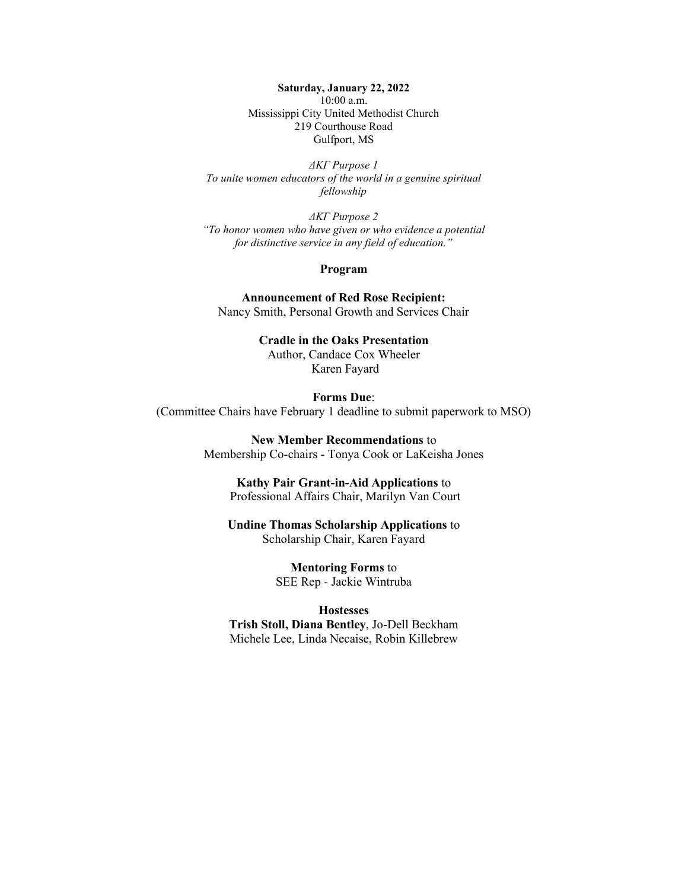**Saturday, January 22, 2022**
10:00 a.m.
Mississippi City United Methodist Church
219 Courthouse Road
Gulfport, MS

*ΔΚΓ Purpose 1*
*To unite women educators of the world in a genuine spiritual fellowship*

*ΔΚΓ Purpose 2*
*"To honor women who have given or who evidence a potential for distinctive service in any field of education."*

**Program**

**Announcement of Red Rose Recipient:**
Nancy Smith, Personal Growth and Services Chair

**Cradle in the Oaks Presentation**
Author, Candace Cox Wheeler
Karen Fayard

**Forms Due**:
(Committee Chairs have February 1 deadline to submit paperwork to MSO)

**New Member Recommendations** to
Membership Co-chairs - Tonya Cook or LaKeisha Jones

**Kathy Pair Grant-in-Aid Applications** to
Professional Affairs Chair, Marilyn Van Court

**Undine Thomas Scholarship Applications** to
Scholarship Chair, Karen Fayard

**Mentoring Forms** to
SEE Rep - Jackie Wintruba

**Hostesses**
**Trish Stoll, Diana Bentley**, Jo-Dell Beckham
Michele Lee, Linda Necaise, Robin Killebrew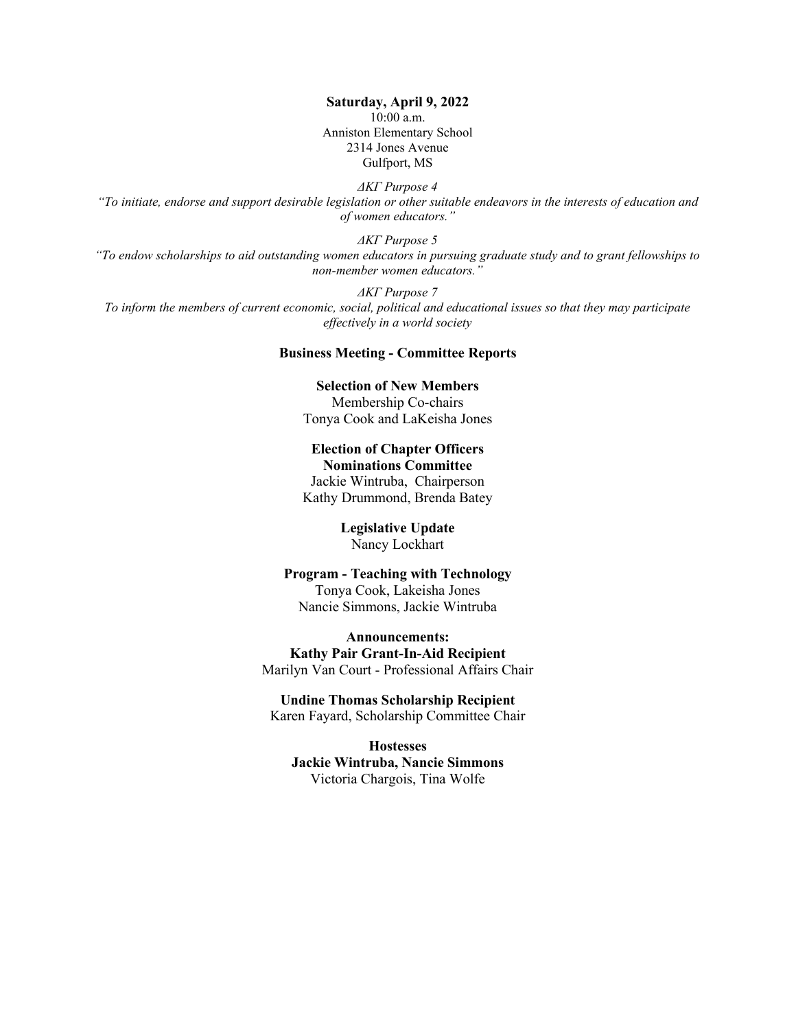**Saturday, April 9, 2022**
10:00 a.m.
Anniston Elementary School
2314 Jones Avenue
Gulfport, MS

*ΔΚΓ Purpose 4*
*"To initiate, endorse and support desirable legislation or other suitable endeavors in the interests of education and of women educators."*

*ΔΚΓ Purpose 5*
*"To endow scholarships to aid outstanding women educators in pursuing graduate study and to grant fellowships to non-member women educators."*

*ΔΚΓ Purpose 7*
*To inform the members of current economic, social, political and educational issues so that they may participate effectively in a world society*

**Business Meeting - Committee Reports**

**Selection of New Members**
Membership Co-chairs
Tonya Cook and LaKeisha Jones

**Election of Chapter Officers**
**Nominations Committee**
Jackie Wintruba, Chairperson
Kathy Drummond, Brenda Batey

**Legislative Update**
Nancy Lockhart

**Program - Teaching with Technology**
Tonya Cook, Lakeisha Jones
Nancie Simmons, Jackie Wintruba

**Announcements:**
**Kathy Pair Grant-In-Aid Recipient**
Marilyn Van Court - Professional Affairs Chair

**Undine Thomas Scholarship Recipient**
Karen Fayard, Scholarship Committee Chair

**Hostesses**
**Jackie Wintruba, Nancie Simmons**
Victoria Chargois, Tina Wolfe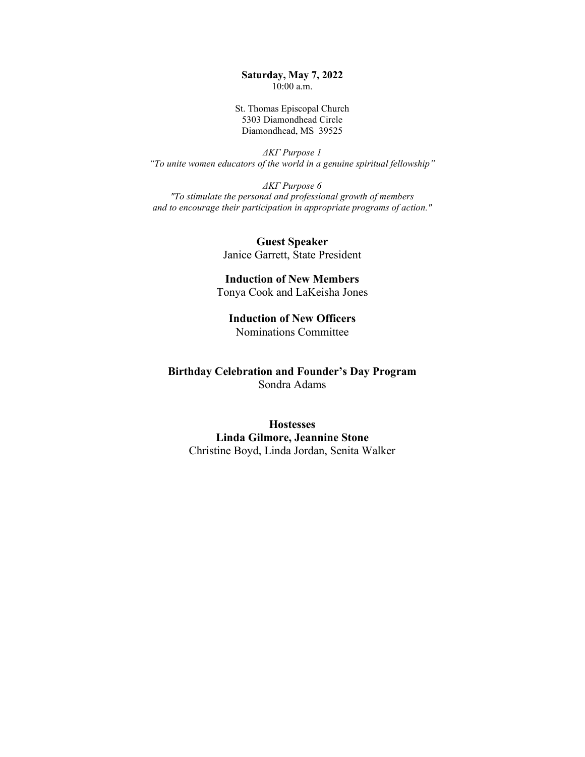**Saturday, May 7, 2022**
10:00 a.m.

St. Thomas Episcopal Church
5303 Diamondhead Circle
Diamondhead, MS 39525

*ΔΚΓ Purpose 1*
*"To unite women educators of the world in a genuine spiritual fellowship"*

*ΔΚΓ Purpose 6*
*"To stimulate the personal and professional growth of members and to encourage their participation in appropriate programs of action."*

**Guest Speaker**
Janice Garrett, State President

**Induction of New Members**
Tonya Cook and LaKeisha Jones

**Induction of New Officers**
Nominations Committee

**Birthday Celebration and Founder's Day Program**
Sondra Adams

**Hostesses**
**Linda Gilmore, Jeannine Stone**
Christine Boyd, Linda Jordan, Senita Walker